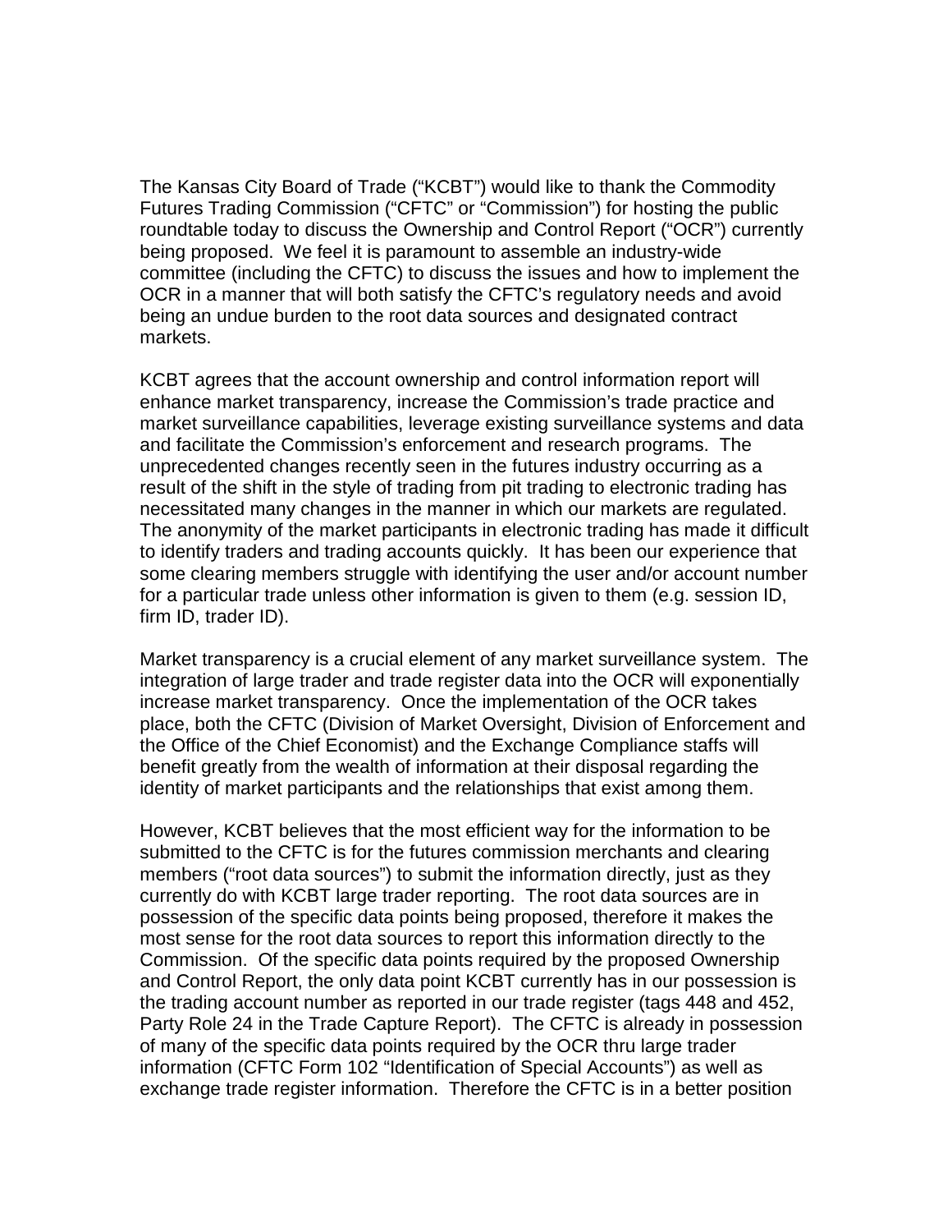The Kansas City Board of Trade ("KCBT") would like to thank the Commodity Futures Trading Commission ("CFTC" or "Commission") for hosting the public roundtable today to discuss the Ownership and Control Report ("OCR") currently being proposed. We feel it is paramount to assemble an industry-wide committee (including the CFTC) to discuss the issues and how to implement the OCR in a manner that will both satisfy the CFTC's regulatory needs and avoid being an undue burden to the root data sources and designated contract markets.

KCBT agrees that the account ownership and control information report will enhance market transparency, increase the Commission's trade practice and market surveillance capabilities, leverage existing surveillance systems and data and facilitate the Commission's enforcement and research programs. The unprecedented changes recently seen in the futures industry occurring as a result of the shift in the style of trading from pit trading to electronic trading has necessitated many changes in the manner in which our markets are regulated. The anonymity of the market participants in electronic trading has made it difficult to identify traders and trading accounts quickly. It has been our experience that some clearing members struggle with identifying the user and/or account number for a particular trade unless other information is given to them (e.g. session ID, firm ID, trader ID).

Market transparency is a crucial element of any market surveillance system. The integration of large trader and trade register data into the OCR will exponentially increase market transparency. Once the implementation of the OCR takes place, both the CFTC (Division of Market Oversight, Division of Enforcement and the Office of the Chief Economist) and the Exchange Compliance staffs will benefit greatly from the wealth of information at their disposal regarding the identity of market participants and the relationships that exist among them.

However, KCBT believes that the most efficient way for the information to be submitted to the CFTC is for the futures commission merchants and clearing members ("root data sources") to submit the information directly, just as they currently do with KCBT large trader reporting. The root data sources are in possession of the specific data points being proposed, therefore it makes the most sense for the root data sources to report this information directly to the Commission. Of the specific data points required by the proposed Ownership and Control Report, the only data point KCBT currently has in our possession is the trading account number as reported in our trade register (tags 448 and 452, Party Role 24 in the Trade Capture Report). The CFTC is already in possession of many of the specific data points required by the OCR thru large trader information (CFTC Form 102 "Identification of Special Accounts") as well as exchange trade register information. Therefore the CFTC is in a better position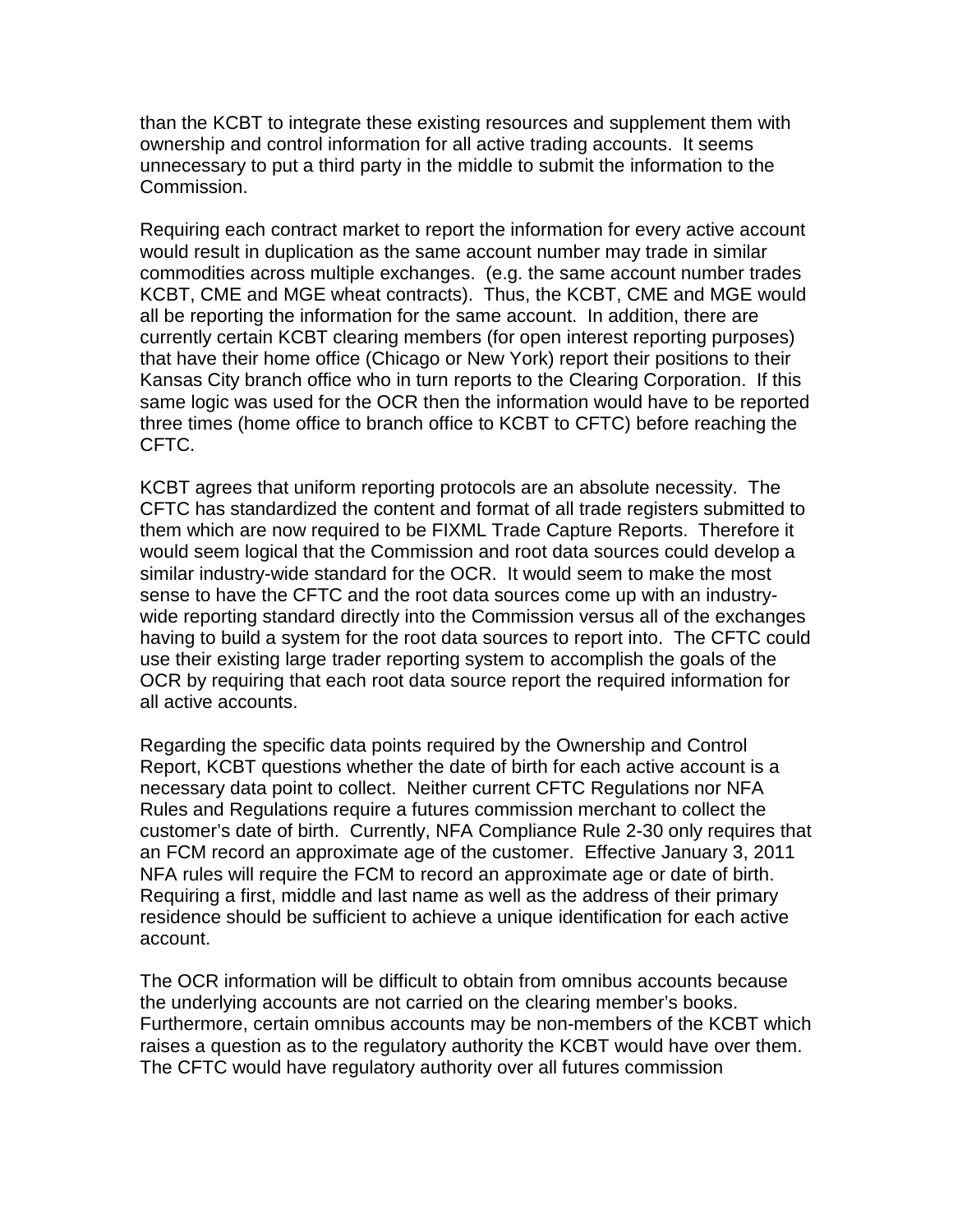than the KCBT to integrate these existing resources and supplement them with ownership and control information for all active trading accounts. It seems unnecessary to put a third party in the middle to submit the information to the Commission.

Requiring each contract market to report the information for every active account would result in duplication as the same account number may trade in similar commodities across multiple exchanges. (e.g. the same account number trades KCBT, CME and MGE wheat contracts). Thus, the KCBT, CME and MGE would all be reporting the information for the same account. In addition, there are currently certain KCBT clearing members (for open interest reporting purposes) that have their home office (Chicago or New York) report their positions to their Kansas City branch office who in turn reports to the Clearing Corporation. If this same logic was used for the OCR then the information would have to be reported three times (home office to branch office to KCBT to CFTC) before reaching the CFTC.

KCBT agrees that uniform reporting protocols are an absolute necessity. The CFTC has standardized the content and format of all trade registers submitted to them which are now required to be FIXML Trade Capture Reports. Therefore it would seem logical that the Commission and root data sources could develop a similar industry-wide standard for the OCR. It would seem to make the most sense to have the CFTC and the root data sources come up with an industry-wide reporting standard directly into the Commission versus all of the exchanges having to build a system for the root data sources to report into. The CFTC could use their existing large trader reporting system to accomplish the goals of the OCR by requiring that each root data source report the required information for all active accounts.

Regarding the specific data points required by the Ownership and Control Report, KCBT questions whether the date of birth for each active account is a necessary data point to collect. Neither current CFTC Regulations nor NFA Rules and Regulations require a futures commission merchant to collect the customer's date of birth. Currently, NFA Compliance Rule 2-30 only requires that an FCM record an approximate age of the customer. Effective January 3, 2011 NFA rules will require the FCM to record an approximate age or date of birth. Requiring a first, middle and last name as well as the address of their primary residence should be sufficient to achieve a unique identification for each active account.

The OCR information will be difficult to obtain from omnibus accounts because the underlying accounts are not carried on the clearing member's books. Furthermore, certain omnibus accounts may be non-members of the KCBT which raises a question as to the regulatory authority the KCBT would have over them. The CFTC would have regulatory authority over all futures commission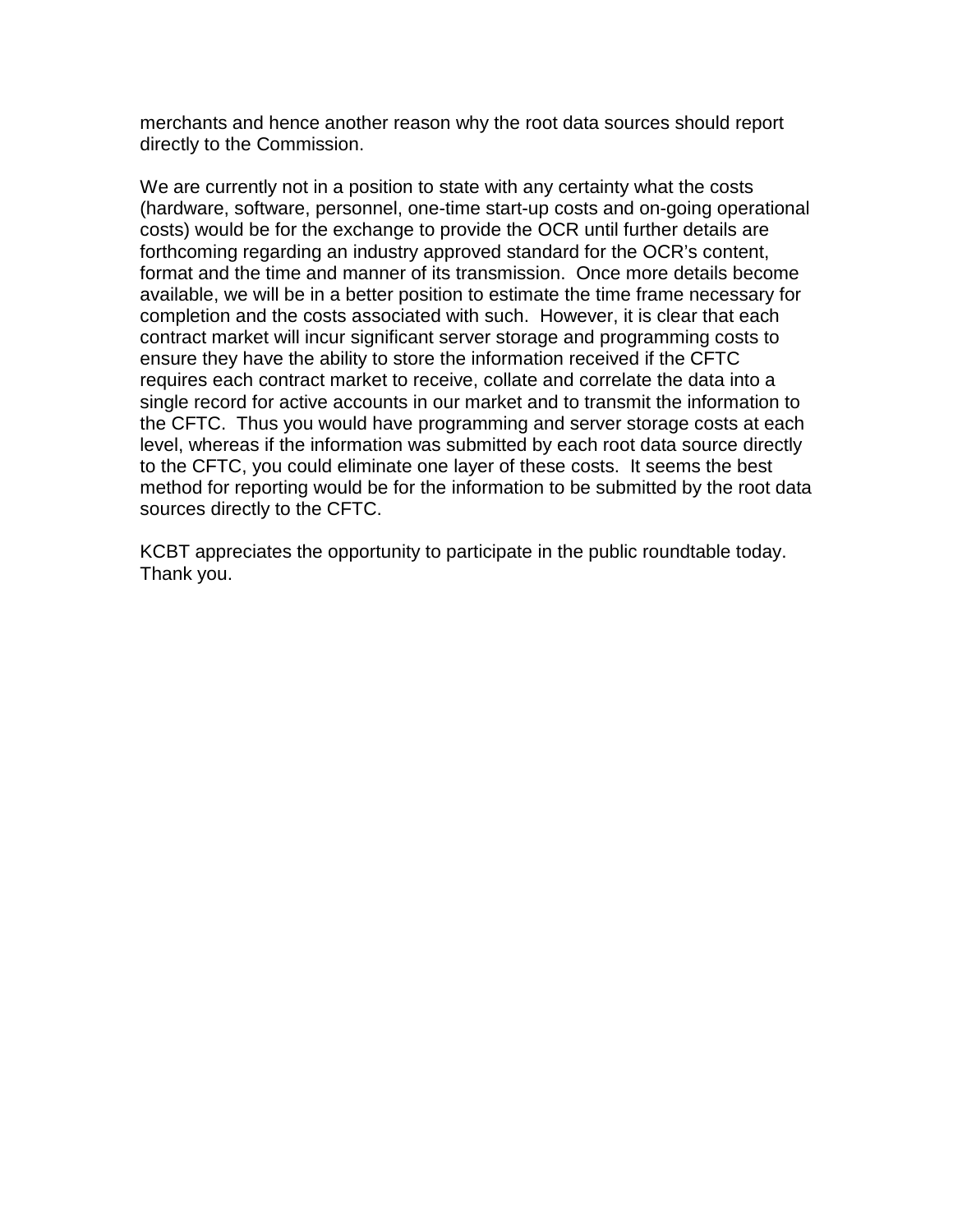merchants and hence another reason why the root data sources should report directly to the Commission.

We are currently not in a position to state with any certainty what the costs (hardware, software, personnel, one-time start-up costs and on-going operational costs) would be for the exchange to provide the OCR until further details are forthcoming regarding an industry approved standard for the OCR's content, format and the time and manner of its transmission. Once more details become available, we will be in a better position to estimate the time frame necessary for completion and the costs associated with such. However, it is clear that each contract market will incur significant server storage and programming costs to ensure they have the ability to store the information received if the CFTC requires each contract market to receive, collate and correlate the data into a single record for active accounts in our market and to transmit the information to the CFTC. Thus you would have programming and server storage costs at each level, whereas if the information was submitted by each root data source directly to the CFTC, you could eliminate one layer of these costs. It seems the best method for reporting would be for the information to be submitted by the root data sources directly to the CFTC.

KCBT appreciates the opportunity to participate in the public roundtable today. Thank you.